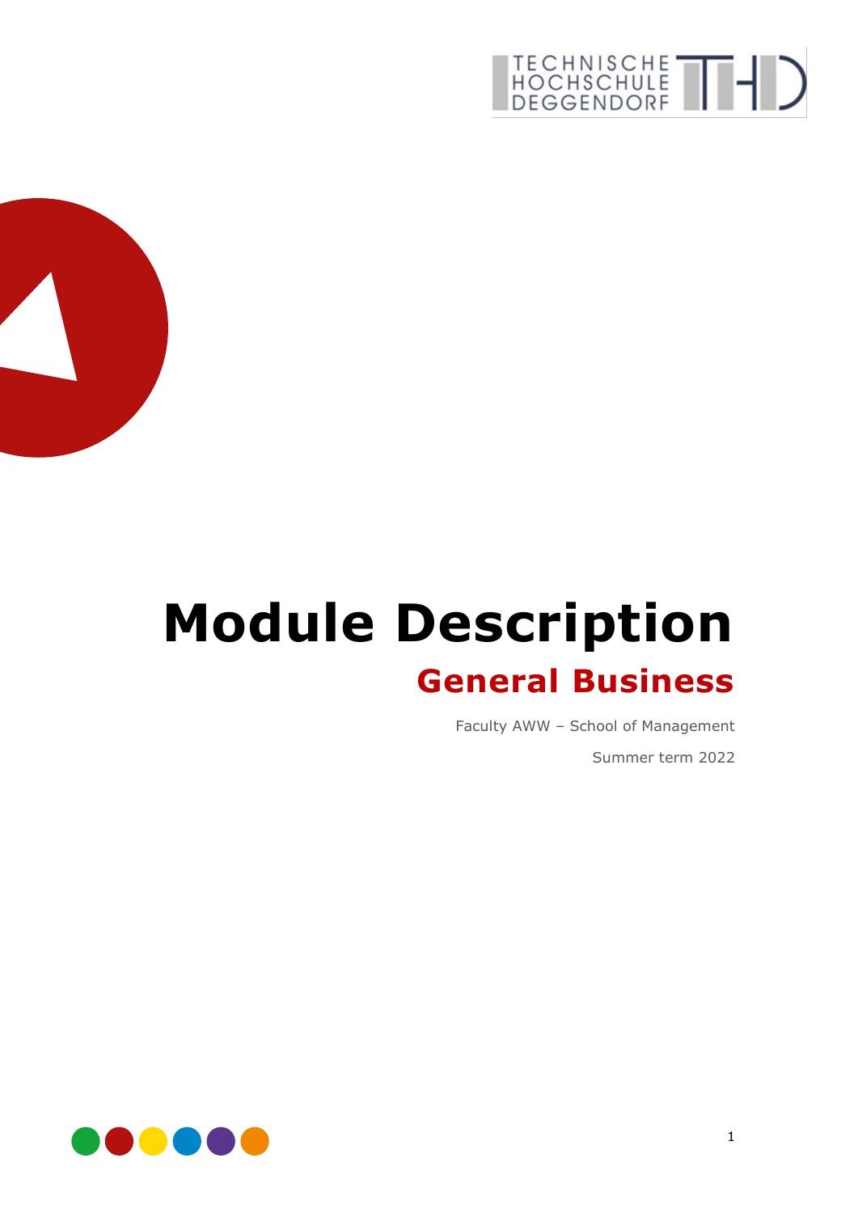# Module Description

## General Business

Faculty AWW – School of Management

Summer term 2022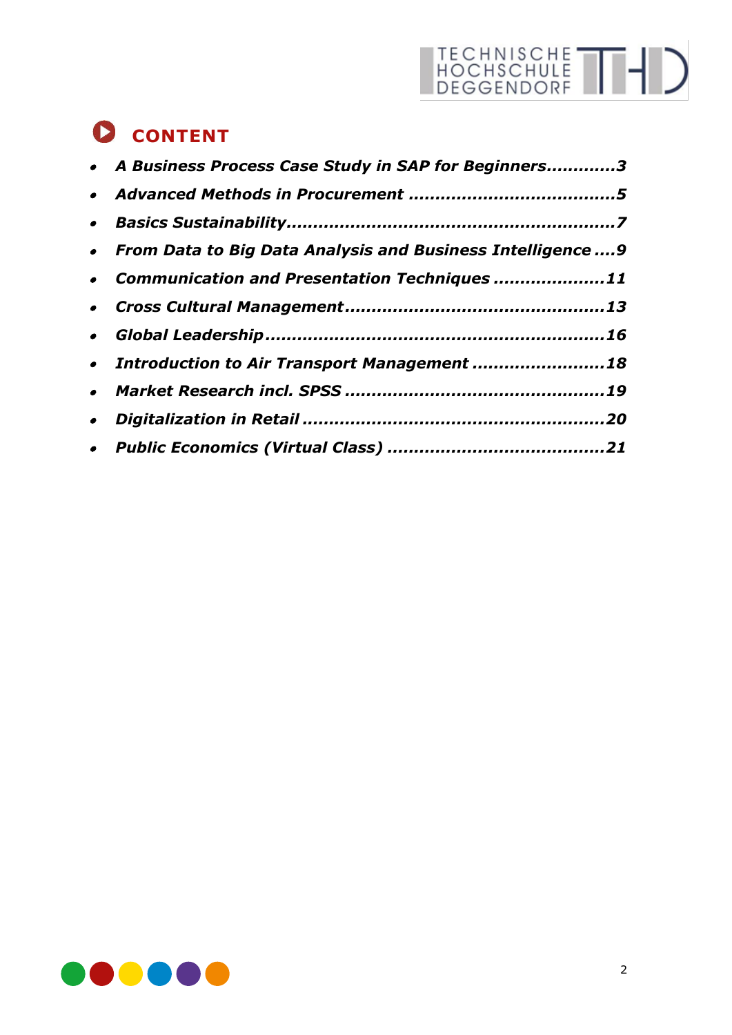# CONTENT

- ***A Business Process Case Study in SAP for Beginners............3***
- ***Advanced Methods in Procurement .....................................5***
- ***Basics Sustainability..........................................................7***
- ***From Data to Big Data Analysis and Business Intelligence ....9***
- ***Communication and Presentation Techniques ....................11***
- ***Cross Cultural Management...............................................13***
- ***Global Leadership.............................................................16***
- ***Introduction to Air Transport Management ........................18***
- ***Market Research incl. SPSS ...............................................19***
- ***Digitalization in Retail ......................................................20***
- ***Public Economics (Virtual Class) .......................................21***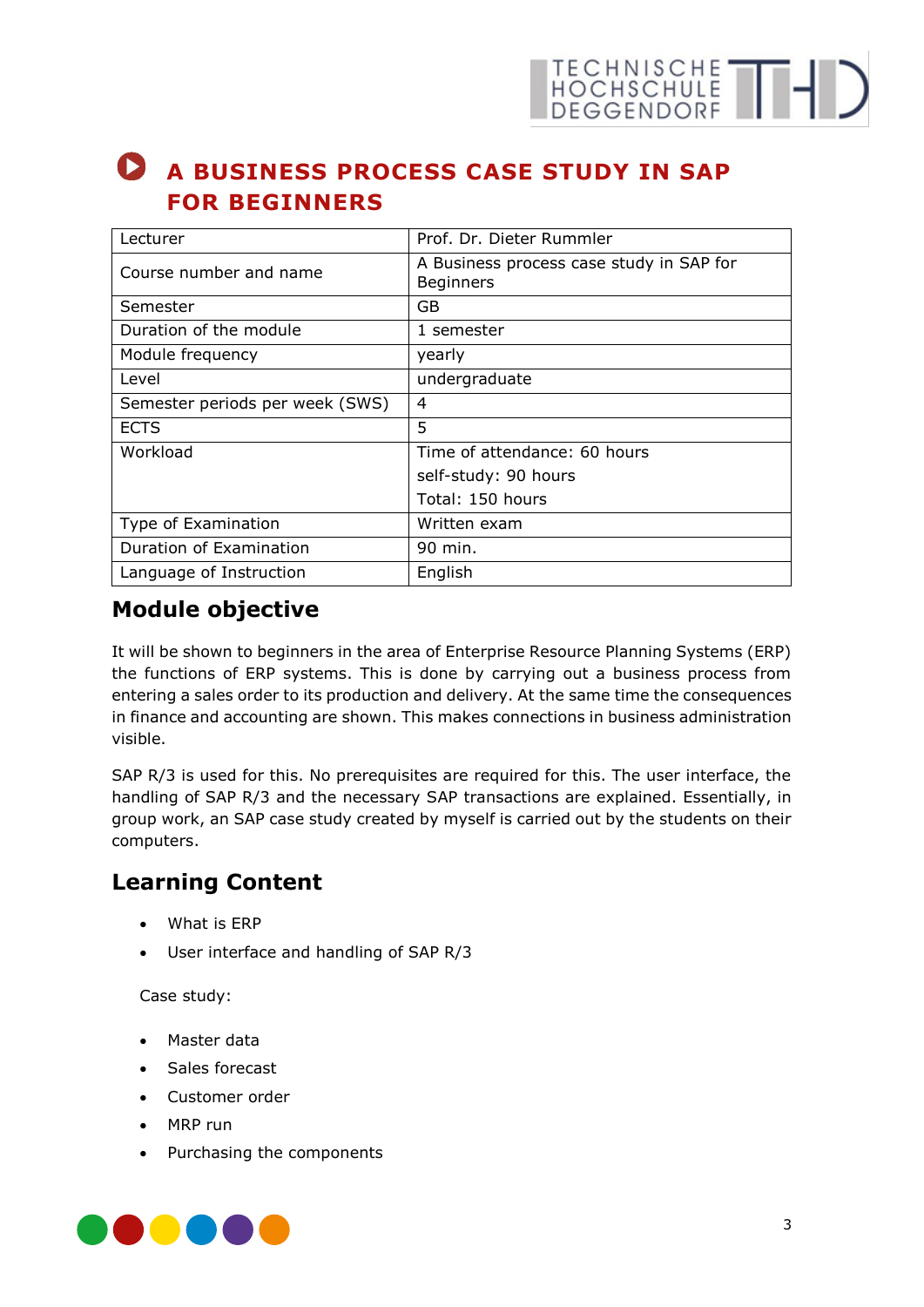# A BUSINESS PROCESS CASE STUDY IN SAP FOR BEGINNERS

| Lecturer | Prof. Dr. Dieter Rummler |
|---|---|
| Course number and name | A Business process case study in SAP for Beginners |
| Semester | GB |
| Duration of the module | 1 semester |
| Module frequency | yearly |
| Level | undergraduate |
| Semester periods per week (SWS) | 4 |
| ECTS | 5 |
| Workload | Time of attendance: 60 hours<br>self-study: 90 hours<br>Total: 150 hours |
| Type of Examination | Written exam |
| Duration of Examination | 90 min. |
| Language of Instruction | English |

## Module objective

It will be shown to beginners in the area of Enterprise Resource Planning Systems (ERP) the functions of ERP systems. This is done by carrying out a business process from entering a sales order to its production and delivery. At the same time the consequences in finance and accounting are shown. This makes connections in business administration visible.

SAP R/3 is used for this. No prerequisites are required for this. The user interface, the handling of SAP R/3 and the necessary SAP transactions are explained. Essentially, in group work, an SAP case study created by myself is carried out by the students on their computers.

## Learning Content

- What is ERP
- User interface and handling of SAP R/3

Case study:

- Master data
- Sales forecast
- Customer order
- MRP run
- Purchasing the components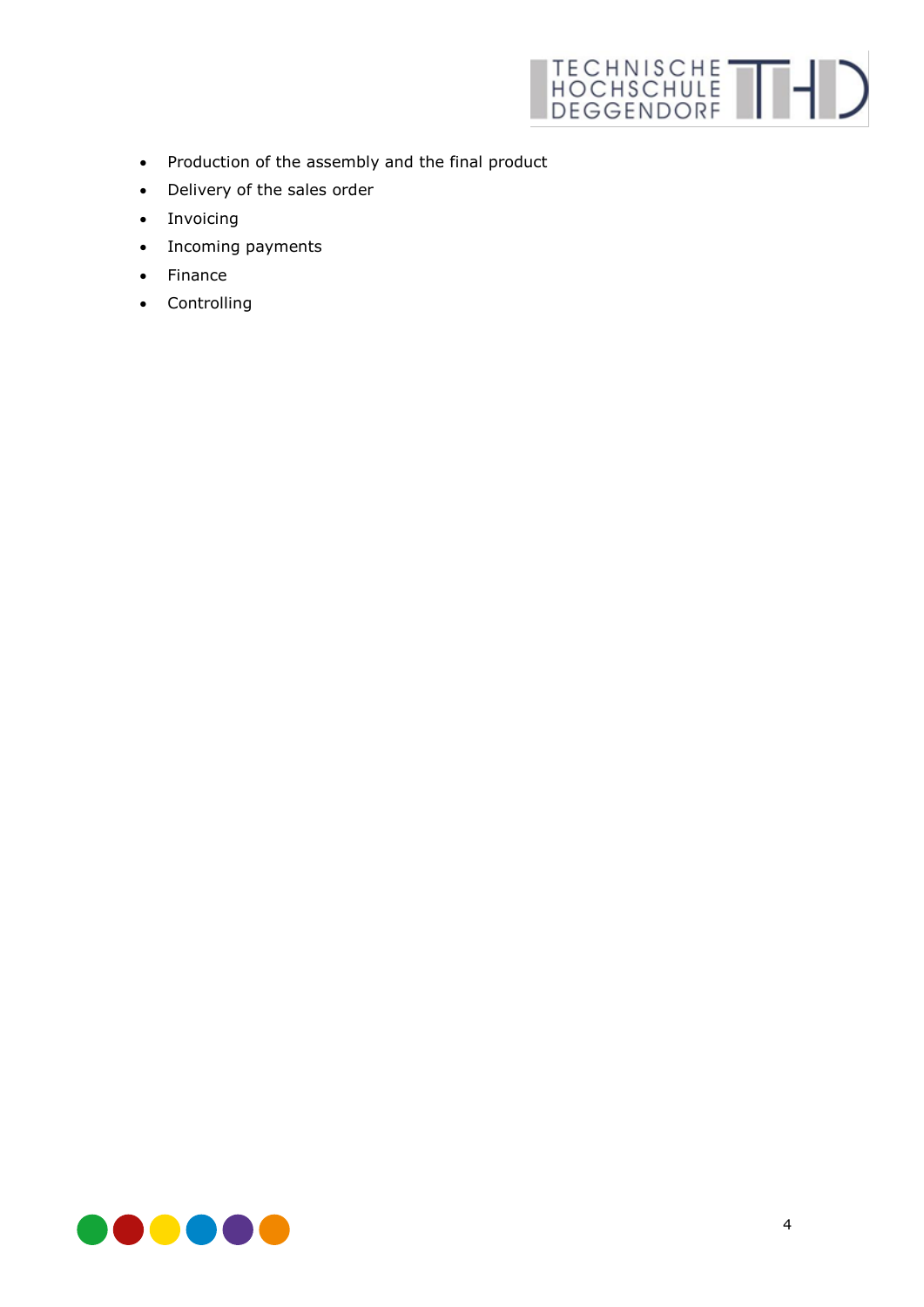- Production of the assembly and the final product
- Delivery of the sales order
- Invoicing
- Incoming payments
- Finance
- Controlling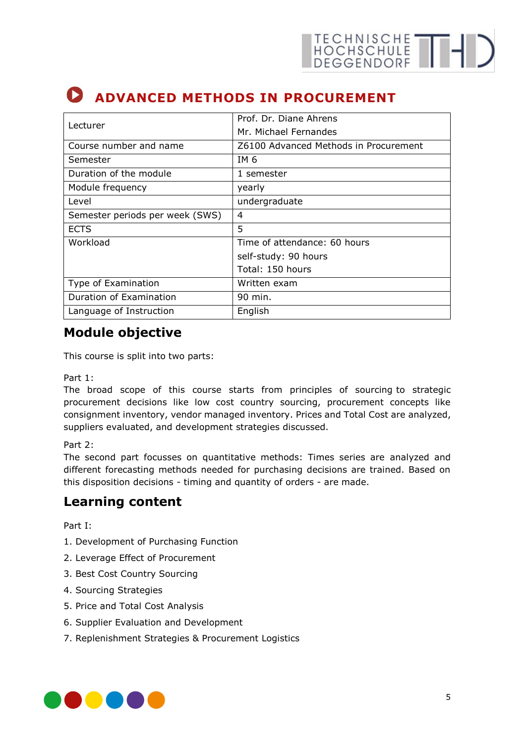# ADVANCED METHODS IN PROCUREMENT

| Lecturer | Prof. Dr. Diane Ahrens<br>Mr. Michael Fernandes |
|---|---|
| Course number and name | Z6100 Advanced Methods in Procurement |
| Semester | IM 6 |
| Duration of the module | 1 semester |
| Module frequency | yearly |
| Level | undergraduate |
| Semester periods per week (SWS) | 4 |
| ECTS | 5 |
| Workload | Time of attendance: 60 hours<br>self-study: 90 hours<br>Total: 150 hours |
| Type of Examination | Written exam |
| Duration of Examination | 90 min. |
| Language of Instruction | English |

## Module objective

This course is split into two parts:

Part 1:
The broad scope of this course starts from principles of sourcing to strategic procurement decisions like low cost country sourcing, procurement concepts like consignment inventory, vendor managed inventory. Prices and Total Cost are analyzed, suppliers evaluated, and development strategies discussed.

Part 2:
The second part focusses on quantitative methods: Times series are analyzed and different forecasting methods needed for purchasing decisions are trained. Based on this disposition decisions - timing and quantity of orders - are made.

## Learning content

Part I:

1. Development of Purchasing Function
2. Leverage Effect of Procurement
3. Best Cost Country Sourcing
4. Sourcing Strategies
5. Price and Total Cost Analysis
6. Supplier Evaluation and Development
7. Replenishment Strategies & Procurement Logistics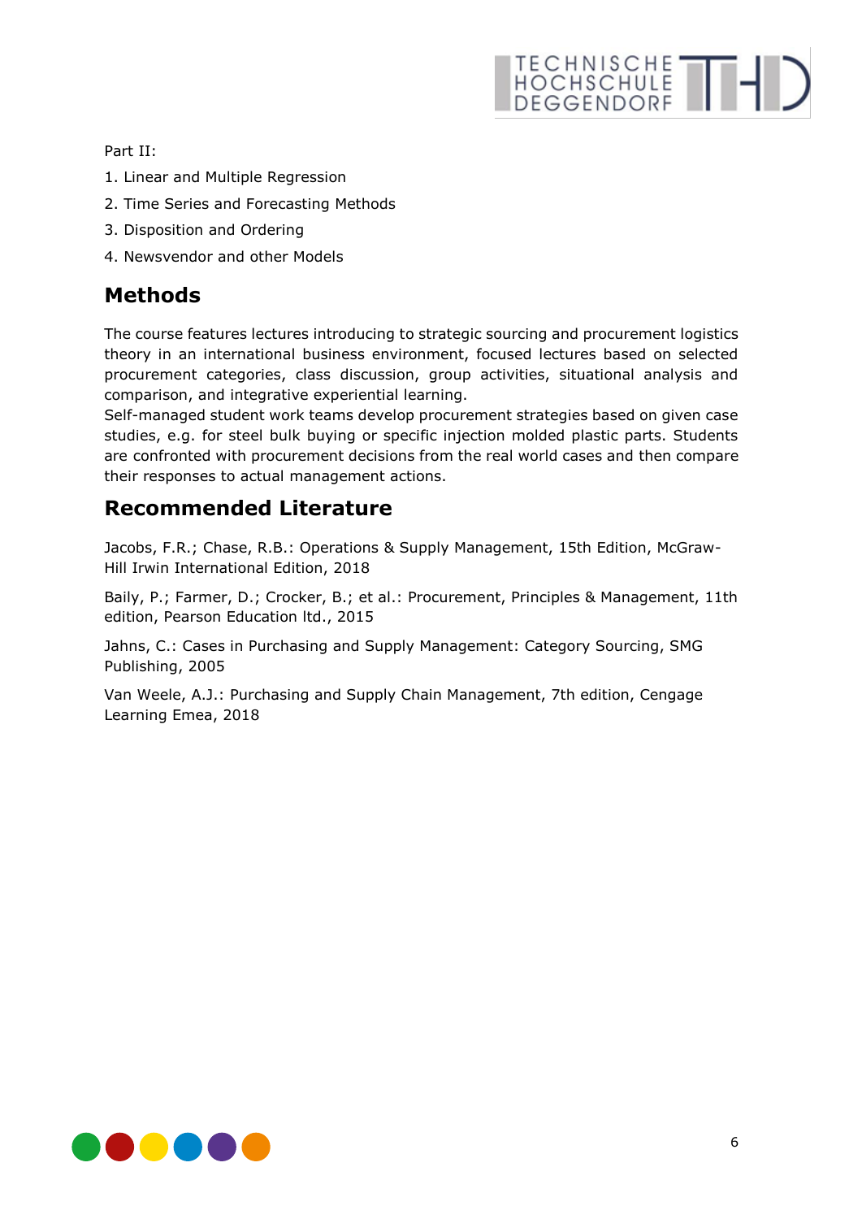Part II:

1. Linear and Multiple Regression
2. Time Series and Forecasting Methods
3. Disposition and Ordering
4. Newsvendor and other Models

## Methods

The course features lectures introducing to strategic sourcing and procurement logistics theory in an international business environment, focused lectures based on selected procurement categories, class discussion, group activities, situational analysis and comparison, and integrative experiential learning.
Self-managed student work teams develop procurement strategies based on given case studies, e.g. for steel bulk buying or specific injection molded plastic parts. Students are confronted with procurement decisions from the real world cases and then compare their responses to actual management actions.

## Recommended Literature

Jacobs, F.R.; Chase, R.B.: Operations & Supply Management, 15th Edition, McGraw-Hill Irwin International Edition, 2018

Baily, P.; Farmer, D.; Crocker, B.; et al.: Procurement, Principles & Management, 11th edition, Pearson Education ltd., 2015

Jahns, C.: Cases in Purchasing and Supply Management: Category Sourcing, SMG Publishing, 2005

Van Weele, A.J.: Purchasing and Supply Chain Management, 7th edition, Cengage Learning Emea, 2018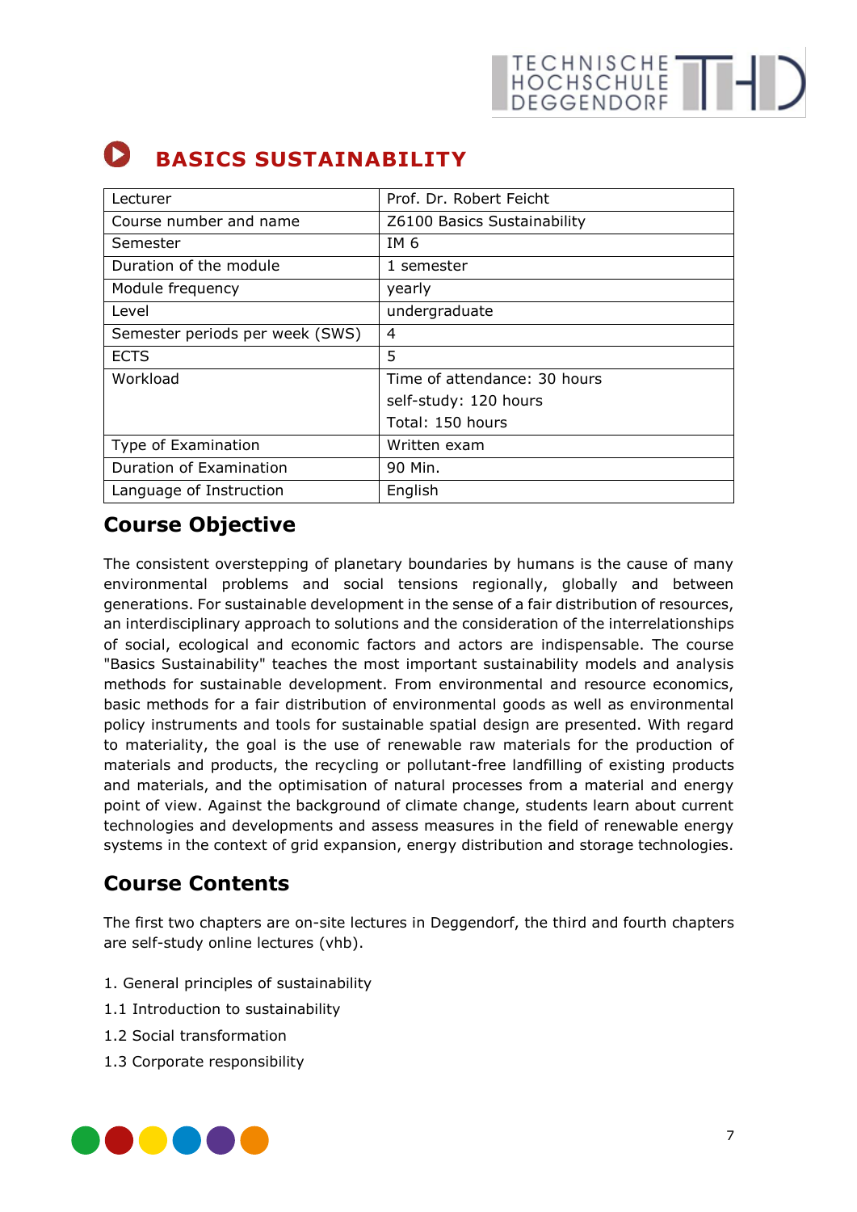# BASICS SUSTAINABILITY

| Lecturer | Prof. Dr. Robert Feicht |
| --- | --- |
| Course number and name | Z6100 Basics Sustainability |
| Semester | IM 6 |
| Duration of the module | 1 semester |
| Module frequency | yearly |
| Level | undergraduate |
| Semester periods per week (SWS) | 4 |
| ECTS | 5 |
| Workload | Time of attendance: 30 hours<br>self-study: 120 hours<br>Total: 150 hours |
| Type of Examination | Written exam |
| Duration of Examination | 90 Min. |
| Language of Instruction | English |

## Course Objective

The consistent overstepping of planetary boundaries by humans is the cause of many environmental problems and social tensions regionally, globally and between generations. For sustainable development in the sense of a fair distribution of resources, an interdisciplinary approach to solutions and the consideration of the interrelationships of social, ecological and economic factors and actors are indispensable. The course "Basics Sustainability" teaches the most important sustainability models and analysis methods for sustainable development. From environmental and resource economics, basic methods for a fair distribution of environmental goods as well as environmental policy instruments and tools for sustainable spatial design are presented. With regard to materiality, the goal is the use of renewable raw materials for the production of materials and products, the recycling or pollutant-free landfilling of existing products and materials, and the optimisation of natural processes from a material and energy point of view. Against the background of climate change, students learn about current technologies and developments and assess measures in the field of renewable energy systems in the context of grid expansion, energy distribution and storage technologies.

## Course Contents

The first two chapters are on-site lectures in Deggendorf, the third and fourth chapters are self-study online lectures (vhb).

1. General principles of sustainability

1.1 Introduction to sustainability

1.2 Social transformation

1.3 Corporate responsibility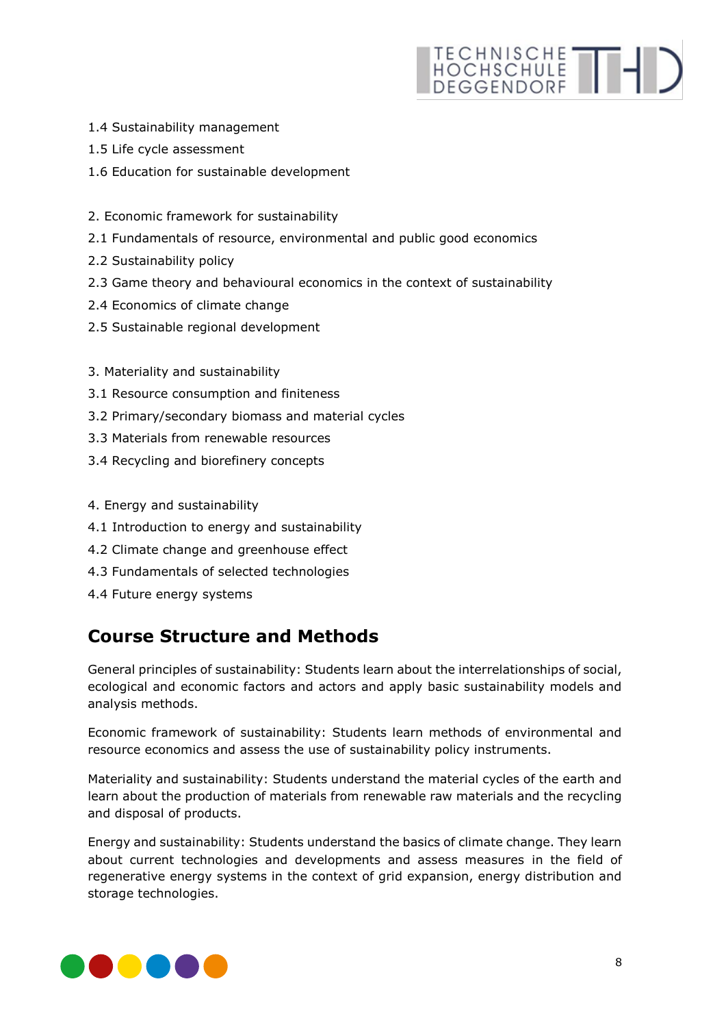1.4 Sustainability management

1.5 Life cycle assessment

1.6 Education for sustainable development

2. Economic framework for sustainability

2.1 Fundamentals of resource, environmental and public good economics

2.2 Sustainability policy

2.3 Game theory and behavioural economics in the context of sustainability

2.4 Economics of climate change

2.5 Sustainable regional development

3. Materiality and sustainability

3.1 Resource consumption and finiteness

3.2 Primary/secondary biomass and material cycles

3.3 Materials from renewable resources

3.4 Recycling and biorefinery concepts

4. Energy and sustainability

4.1 Introduction to energy and sustainability

4.2 Climate change and greenhouse effect

4.3 Fundamentals of selected technologies

4.4 Future energy systems

## Course Structure and Methods

General principles of sustainability: Students learn about the interrelationships of social, ecological and economic factors and actors and apply basic sustainability models and analysis methods.

Economic framework of sustainability: Students learn methods of environmental and resource economics and assess the use of sustainability policy instruments.

Materiality and sustainability: Students understand the material cycles of the earth and learn about the production of materials from renewable raw materials and the recycling and disposal of products.

Energy and sustainability: Students understand the basics of climate change. They learn about current technologies and developments and assess measures in the field of regenerative energy systems in the context of grid expansion, energy distribution and storage technologies.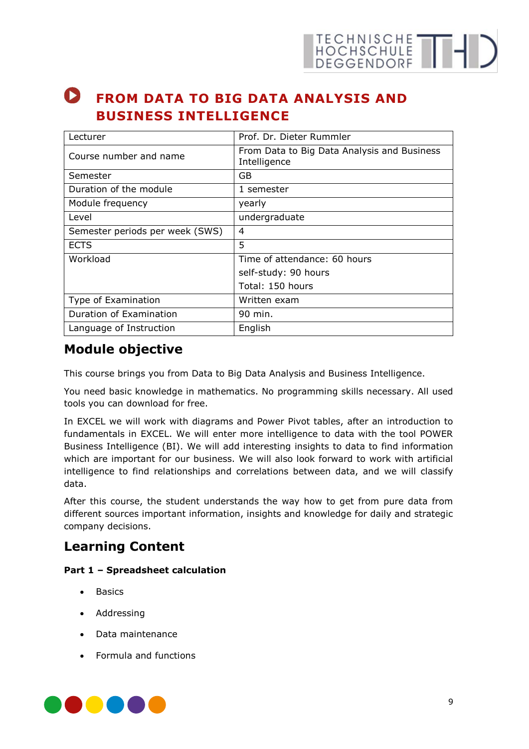# FROM DATA TO BIG DATA ANALYSIS AND BUSINESS INTELLIGENCE

| | |
|---|---|
| Lecturer | Prof. Dr. Dieter Rummler |
| Course number and name | From Data to Big Data Analysis and Business Intelligence |
| Semester | GB |
| Duration of the module | 1 semester |
| Module frequency | yearly |
| Level | undergraduate |
| Semester periods per week (SWS) | 4 |
| ECTS | 5 |
| Workload | Time of attendance: 60 hours<br>self-study: 90 hours<br>Total: 150 hours |
| Type of Examination | Written exam |
| Duration of Examination | 90 min. |
| Language of Instruction | English |

## Module objective

This course brings you from Data to Big Data Analysis and Business Intelligence.

You need basic knowledge in mathematics. No programming skills necessary. All used tools you can download for free.

In EXCEL we will work with diagrams and Power Pivot tables, after an introduction to fundamentals in EXCEL. We will enter more intelligence to data with the tool POWER Business Intelligence (BI). We will add interesting insights to data to find information which are important for our business. We will also look forward to work with artificial intelligence to find relationships and correlations between data, and we will classify data.

After this course, the student understands the way how to get from pure data from different sources important information, insights and knowledge for daily and strategic company decisions.

## Learning Content

**Part 1 – Spreadsheet calculation**

- Basics
- Addressing
- Data maintenance
- Formula and functions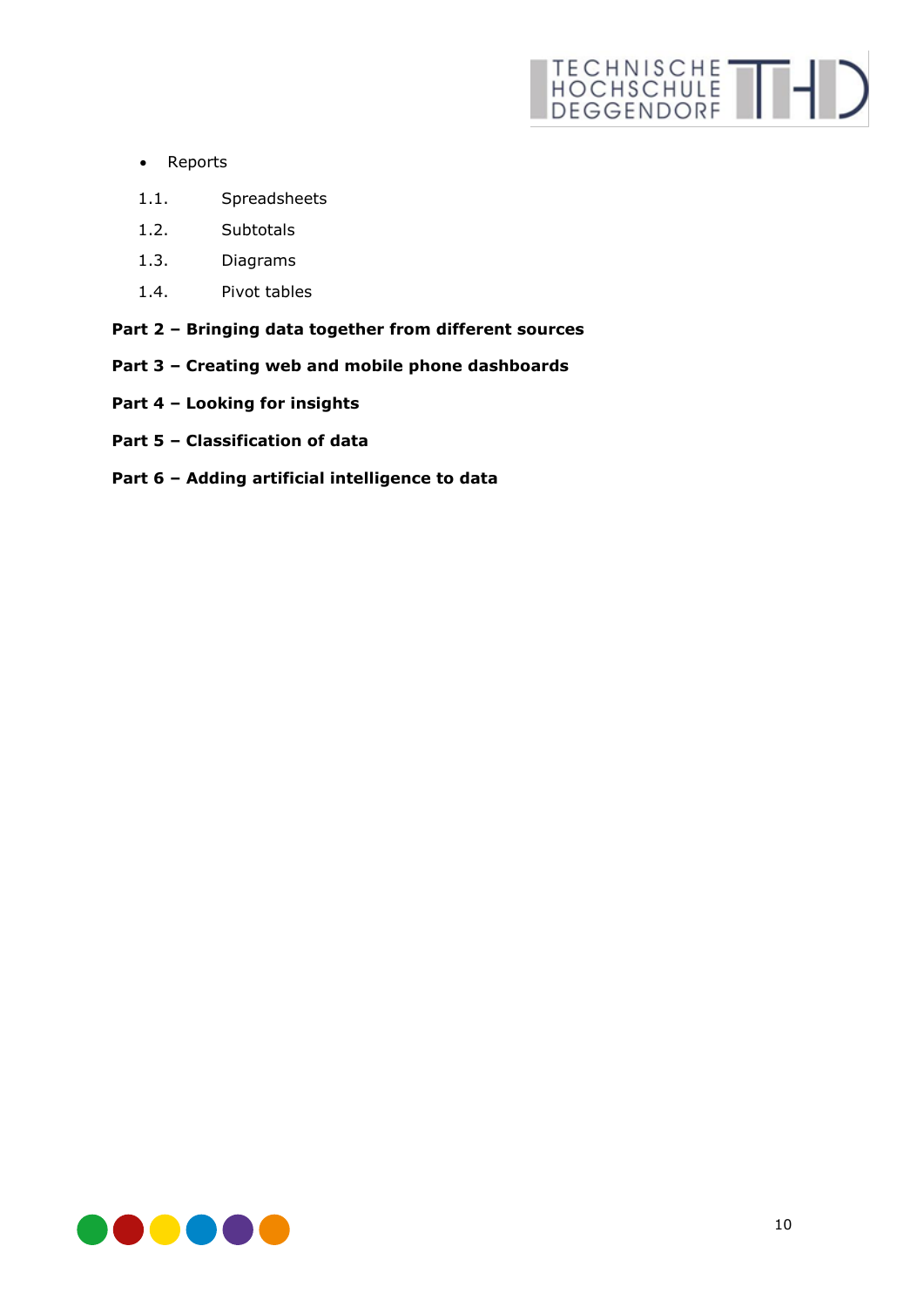- Reports

1.1. Spreadsheets

1.2. Subtotals

1.3. Diagrams

1.4. Pivot tables

**Part 2 – Bringing data together from different sources**

**Part 3 – Creating web and mobile phone dashboards**

**Part 4 – Looking for insights**

**Part 5 – Classification of data**

**Part 6 – Adding artificial intelligence to data**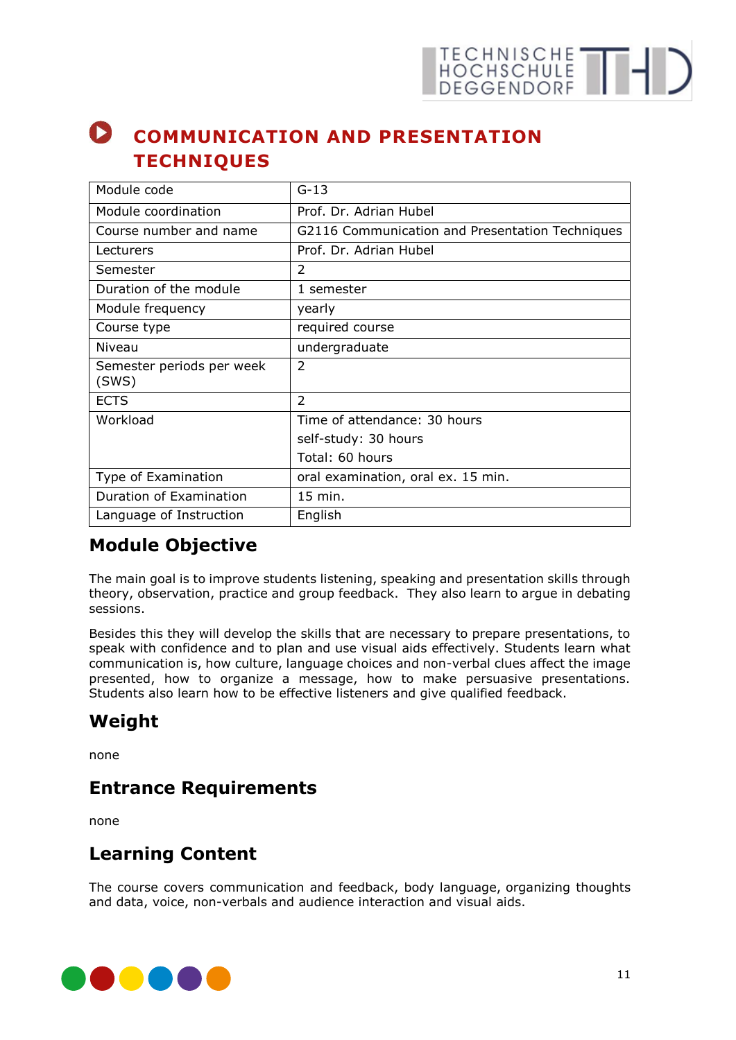# COMMUNICATION AND PRESENTATION TECHNIQUES

| Module code | G-13 |
| --- | --- |
| Module coordination | Prof. Dr. Adrian Hubel |
| Course number and name | G2116 Communication and Presentation Techniques |
| Lecturers | Prof. Dr. Adrian Hubel |
| Semester | 2 |
| Duration of the module | 1 semester |
| Module frequency | yearly |
| Course type | required course |
| Niveau | undergraduate |
| Semester periods per week (SWS) | 2 |
| ECTS | 2 |
| Workload | Time of attendance: 30 hours<br>self-study: 30 hours<br>Total: 60 hours |
| Type of Examination | oral examination, oral ex. 15 min. |
| Duration of Examination | 15 min. |
| Language of Instruction | English |

## Module Objective

The main goal is to improve students listening, speaking and presentation skills through theory, observation, practice and group feedback. They also learn to argue in debating sessions.

Besides this they will develop the skills that are necessary to prepare presentations, to speak with confidence and to plan and use visual aids effectively. Students learn what communication is, how culture, language choices and non-verbal clues affect the image presented, how to organize a message, how to make persuasive presentations. Students also learn how to be effective listeners and give qualified feedback.

## Weight

none

## Entrance Requirements

none

## Learning Content

The course covers communication and feedback, body language, organizing thoughts and data, voice, non-verbals and audience interaction and visual aids.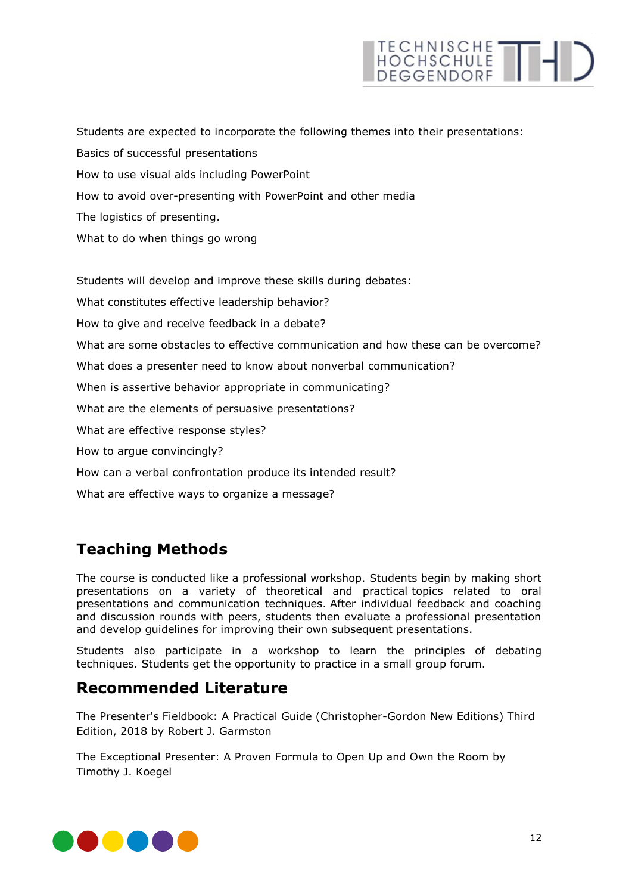Students are expected to incorporate the following themes into their presentations:

Basics of successful presentations

How to use visual aids including PowerPoint

How to avoid over-presenting with PowerPoint and other media

The logistics of presenting.

What to do when things go wrong

Students will develop and improve these skills during debates:

What constitutes effective leadership behavior?

How to give and receive feedback in a debate?

What are some obstacles to effective communication and how these can be overcome?

What does a presenter need to know about nonverbal communication?

When is assertive behavior appropriate in communicating?

What are the elements of persuasive presentations?

What are effective response styles?

How to argue convincingly?

How can a verbal confrontation produce its intended result?

What are effective ways to organize a message?

## Teaching Methods

The course is conducted like a professional workshop. Students begin by making short presentations on a variety of theoretical and practical topics related to oral presentations and communication techniques. After individual feedback and coaching and discussion rounds with peers, students then evaluate a professional presentation and develop guidelines for improving their own subsequent presentations.

Students also participate in a workshop to learn the principles of debating techniques. Students get the opportunity to practice in a small group forum.

## Recommended Literature

The Presenter's Fieldbook: A Practical Guide (Christopher-Gordon New Editions) Third Edition, 2018 by Robert J. Garmston

The Exceptional Presenter: A Proven Formula to Open Up and Own the Room by Timothy J. Koegel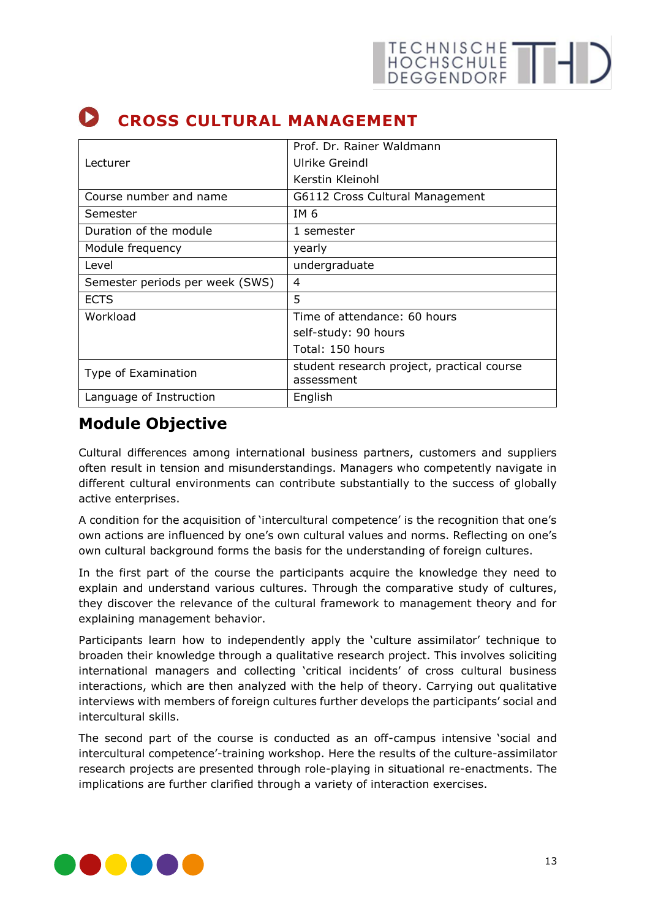# CROSS CULTURAL MANAGEMENT

| | |
|---|---|
| Lecturer | Prof. Dr. Rainer Waldmann<br>Ulrike Greindl<br>Kerstin Kleinohl |
| Course number and name | G6112 Cross Cultural Management |
| Semester | IM 6 |
| Duration of the module | 1 semester |
| Module frequency | yearly |
| Level | undergraduate |
| Semester periods per week (SWS) | 4 |
| ECTS | 5 |
| Workload | Time of attendance: 60 hours<br>self-study: 90 hours<br>Total: 150 hours |
| Type of Examination | student research project, practical course assessment |
| Language of Instruction | English |

## Module Objective

Cultural differences among international business partners, customers and suppliers often result in tension and misunderstandings. Managers who competently navigate in different cultural environments can contribute substantially to the success of globally active enterprises.

A condition for the acquisition of 'intercultural competence' is the recognition that one's own actions are influenced by one's own cultural values and norms. Reflecting on one's own cultural background forms the basis for the understanding of foreign cultures.

In the first part of the course the participants acquire the knowledge they need to explain and understand various cultures. Through the comparative study of cultures, they discover the relevance of the cultural framework to management theory and for explaining management behavior.

Participants learn how to independently apply the 'culture assimilator' technique to broaden their knowledge through a qualitative research project. This involves soliciting international managers and collecting 'critical incidents' of cross cultural business interactions, which are then analyzed with the help of theory. Carrying out qualitative interviews with members of foreign cultures further develops the participants' social and intercultural skills.

The second part of the course is conducted as an off-campus intensive 'social and intercultural competence'-training workshop. Here the results of the culture-assimilator research projects are presented through role-playing in situational re-enactments. The implications are further clarified through a variety of interaction exercises.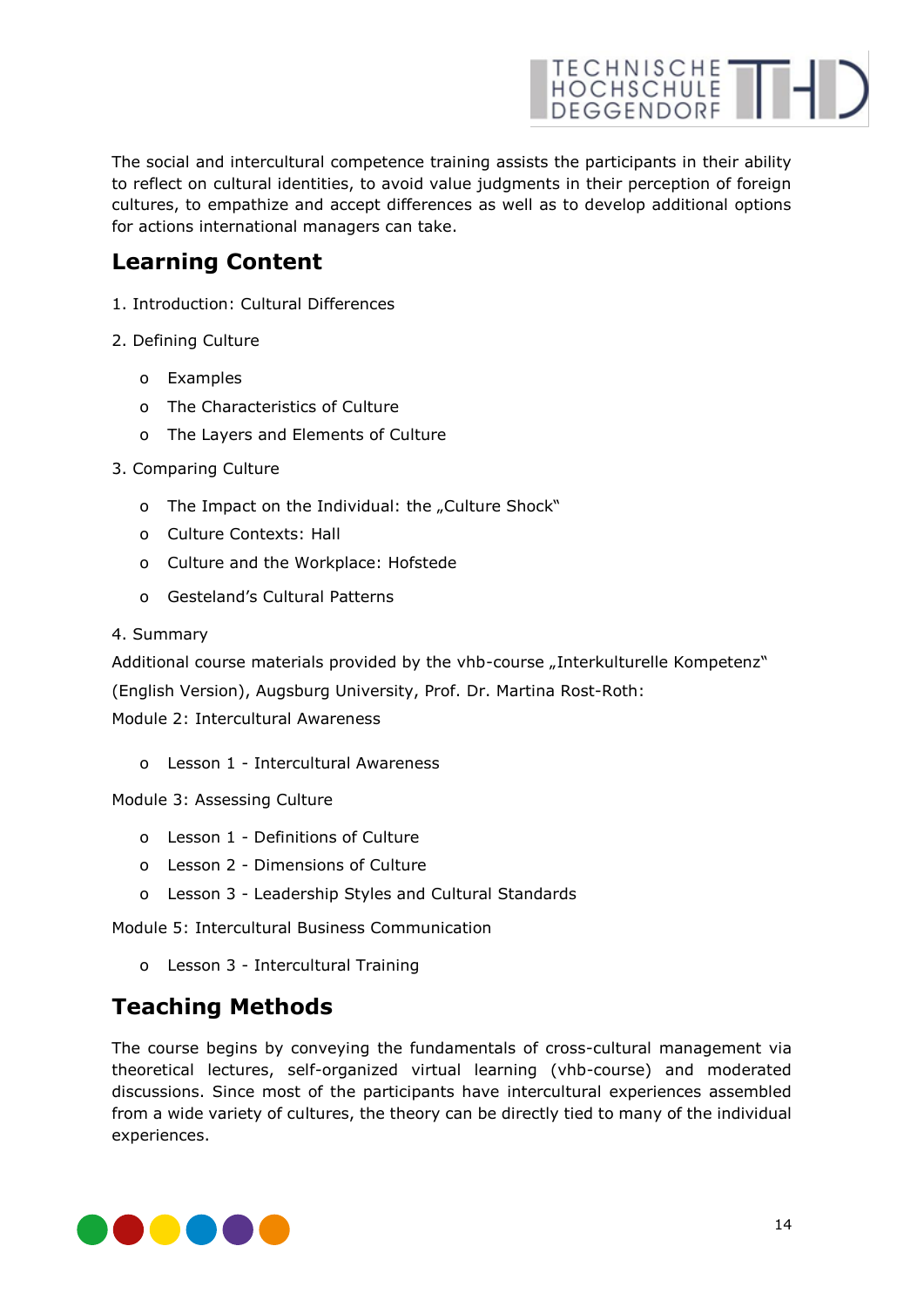The social and intercultural competence training assists the participants in their ability to reflect on cultural identities, to avoid value judgments in their perception of foreign cultures, to empathize and accept differences as well as to develop additional options for actions international managers can take.

## Learning Content

1. Introduction: Cultural Differences
2. Defining Culture
   - Examples
   - The Characteristics of Culture
   - The Layers and Elements of Culture
3. Comparing Culture
   - The Impact on the Individual: the „Culture Shock"
   - Culture Contexts: Hall
   - Culture and the Workplace: Hofstede
   - Gesteland's Cultural Patterns
4. Summary

Additional course materials provided by the vhb-course „Interkulturelle Kompetenz" (English Version), Augsburg University, Prof. Dr. Martina Rost-Roth:

Module 2: Intercultural Awareness

- Lesson 1 - Intercultural Awareness

Module 3: Assessing Culture

- Lesson 1 - Definitions of Culture
- Lesson 2 - Dimensions of Culture
- Lesson 3 - Leadership Styles and Cultural Standards

Module 5: Intercultural Business Communication

- Lesson 3 - Intercultural Training

## Teaching Methods

The course begins by conveying the fundamentals of cross-cultural management via theoretical lectures, self-organized virtual learning (vhb-course) and moderated discussions. Since most of the participants have intercultural experiences assembled from a wide variety of cultures, the theory can be directly tied to many of the individual experiences.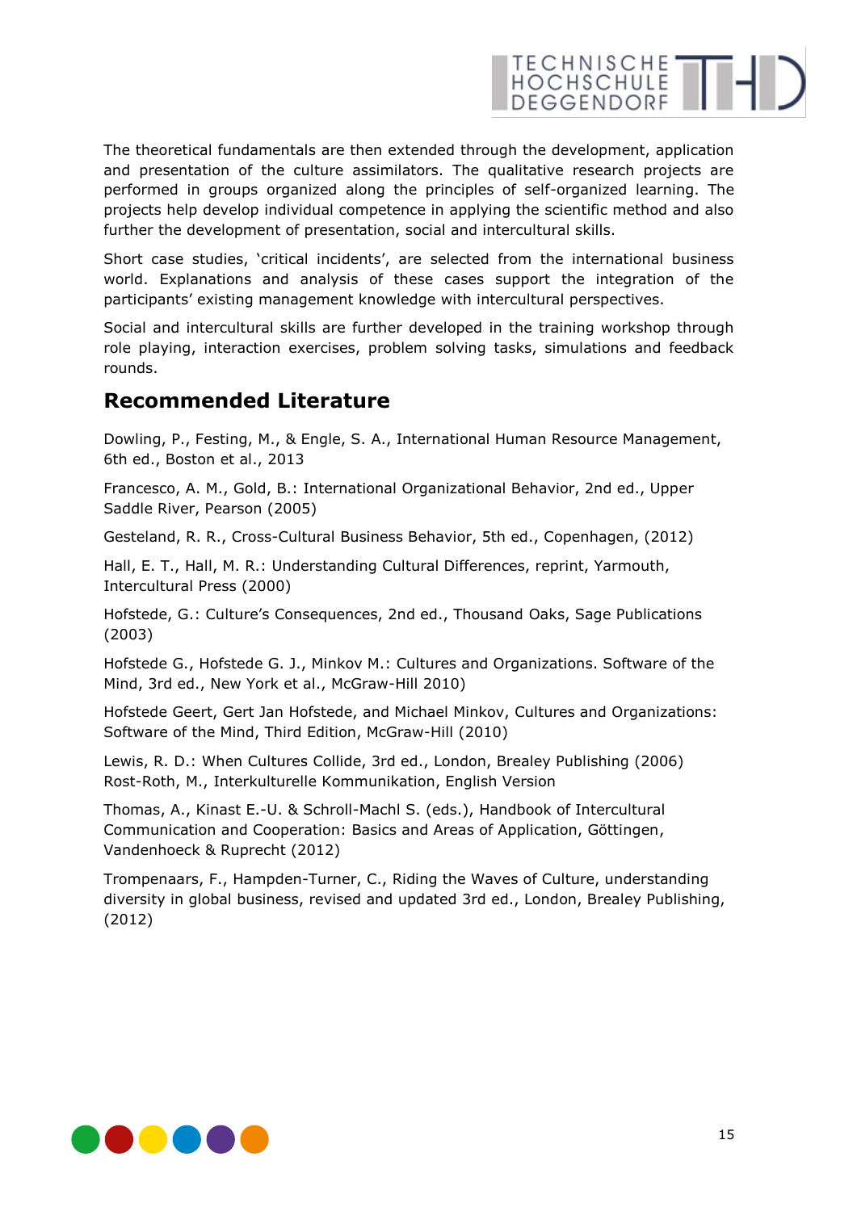The theoretical fundamentals are then extended through the development, application and presentation of the culture assimilators. The qualitative research projects are performed in groups organized along the principles of self-organized learning. The projects help develop individual competence in applying the scientific method and also further the development of presentation, social and intercultural skills.

Short case studies, 'critical incidents', are selected from the international business world. Explanations and analysis of these cases support the integration of the participants' existing management knowledge with intercultural perspectives.

Social and intercultural skills are further developed in the training workshop through role playing, interaction exercises, problem solving tasks, simulations and feedback rounds.

## Recommended Literature

Dowling, P., Festing, M., & Engle, S. A., International Human Resource Management, 6th ed., Boston et al., 2013

Francesco, A. M., Gold, B.: International Organizational Behavior, 2nd ed., Upper Saddle River, Pearson (2005)

Gesteland, R. R., Cross-Cultural Business Behavior, 5th ed., Copenhagen, (2012)

Hall, E. T., Hall, M. R.: Understanding Cultural Differences, reprint, Yarmouth, Intercultural Press (2000)

Hofstede, G.: Culture's Consequences, 2nd ed., Thousand Oaks, Sage Publications (2003)

Hofstede G., Hofstede G. J., Minkov M.: Cultures and Organizations. Software of the Mind, 3rd ed., New York et al., McGraw-Hill 2010)

Hofstede Geert, Gert Jan Hofstede, and Michael Minkov, Cultures and Organizations: Software of the Mind, Third Edition, McGraw-Hill (2010)

Lewis, R. D.: When Cultures Collide, 3rd ed., London, Brealey Publishing (2006)
Rost-Roth, M., Interkulturelle Kommunikation, English Version

Thomas, A., Kinast E.-U. & Schroll-Machl S. (eds.), Handbook of Intercultural Communication and Cooperation: Basics and Areas of Application, Göttingen, Vandenhoeck & Ruprecht (2012)

Trompenaars, F., Hampden-Turner, C., Riding the Waves of Culture, understanding diversity in global business, revised and updated 3rd ed., London, Brealey Publishing, (2012)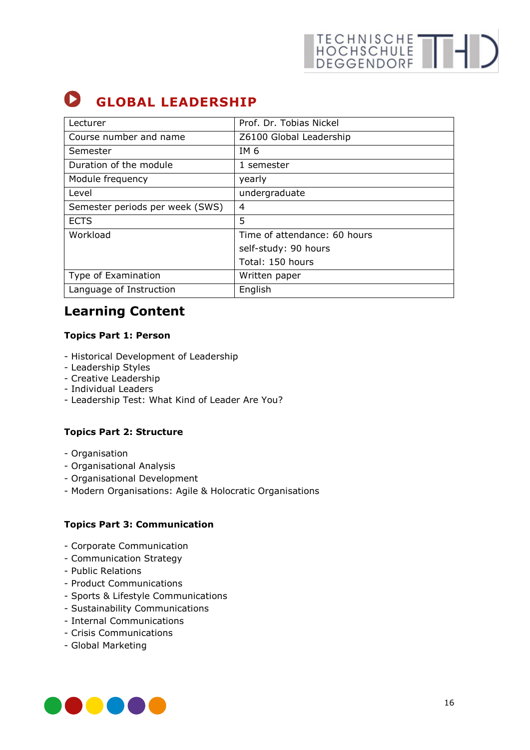## GLOBAL LEADERSHIP

| Lecturer | Prof. Dr. Tobias Nickel |
|---|---|
| Course number and name | Z6100 Global Leadership |
| Semester | IM 6 |
| Duration of the module | 1 semester |
| Module frequency | yearly |
| Level | undergraduate |
| Semester periods per week (SWS) | 4 |
| ECTS | 5 |
| Workload | Time of attendance: 60 hours<br>self-study: 90 hours<br>Total: 150 hours |
| Type of Examination | Written paper |
| Language of Instruction | English |

# Learning Content

**Topics Part 1: Person**

- Historical Development of Leadership
- Leadership Styles
- Creative Leadership
- Individual Leaders
- Leadership Test: What Kind of Leader Are You?

**Topics Part 2: Structure**

- Organisation
- Organisational Analysis
- Organisational Development
- Modern Organisations: Agile & Holocratic Organisations

**Topics Part 3: Communication**

- Corporate Communication
- Communication Strategy
- Public Relations
- Product Communications
- Sports & Lifestyle Communications
- Sustainability Communications
- Internal Communications
- Crisis Communications
- Global Marketing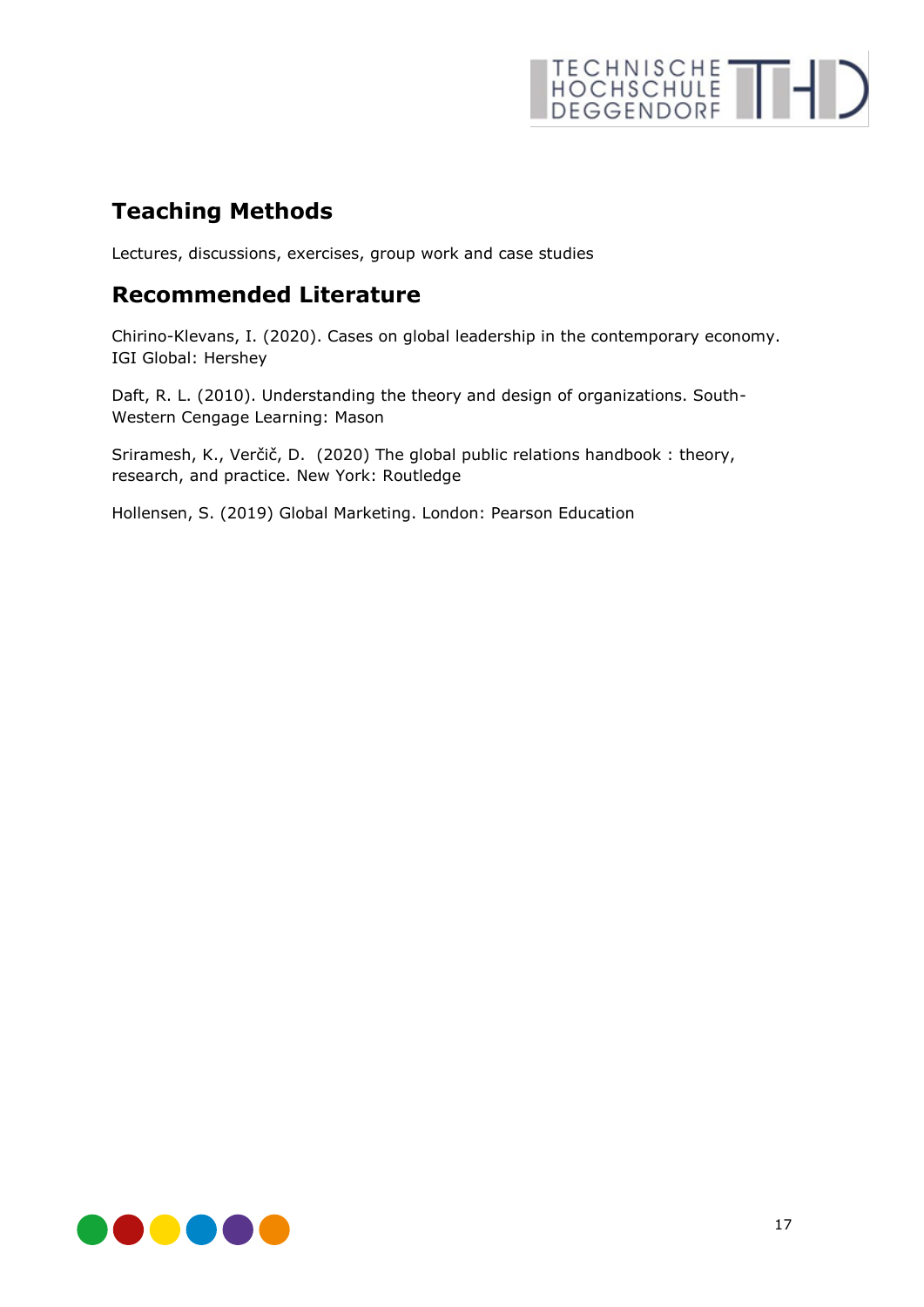## Teaching Methods

Lectures, discussions, exercises, group work and case studies

## Recommended Literature

Chirino-Klevans, I. (2020). Cases on global leadership in the contemporary economy. IGI Global: Hershey

Daft, R. L. (2010). Understanding the theory and design of organizations. South-Western Cengage Learning: Mason

Sriramesh, K., Verčič, D. (2020) The global public relations handbook : theory, research, and practice. New York: Routledge

Hollensen, S. (2019) Global Marketing. London: Pearson Education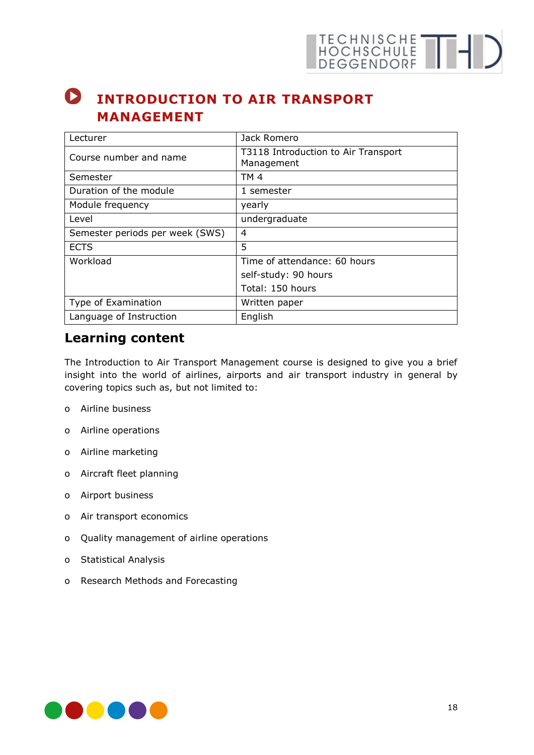# INTRODUCTION TO AIR TRANSPORT MANAGEMENT

| Lecturer | Jack Romero |
|---|---|
| Course number and name | T3118 Introduction to Air Transport Management |
| Semester | TM 4 |
| Duration of the module | 1 semester |
| Module frequency | yearly |
| Level | undergraduate |
| Semester periods per week (SWS) | 4 |
| ECTS | 5 |
| Workload | Time of attendance: 60 hours<br>self-study: 90 hours<br>Total: 150 hours |
| Type of Examination | Written paper |
| Language of Instruction | English |

## Learning content

The Introduction to Air Transport Management course is designed to give you a brief insight into the world of airlines, airports and air transport industry in general by covering topics such as, but not limited to:

- Airline business
- Airline operations
- Airline marketing
- Aircraft fleet planning
- Airport business
- Air transport economics
- Quality management of airline operations
- Statistical Analysis
- Research Methods and Forecasting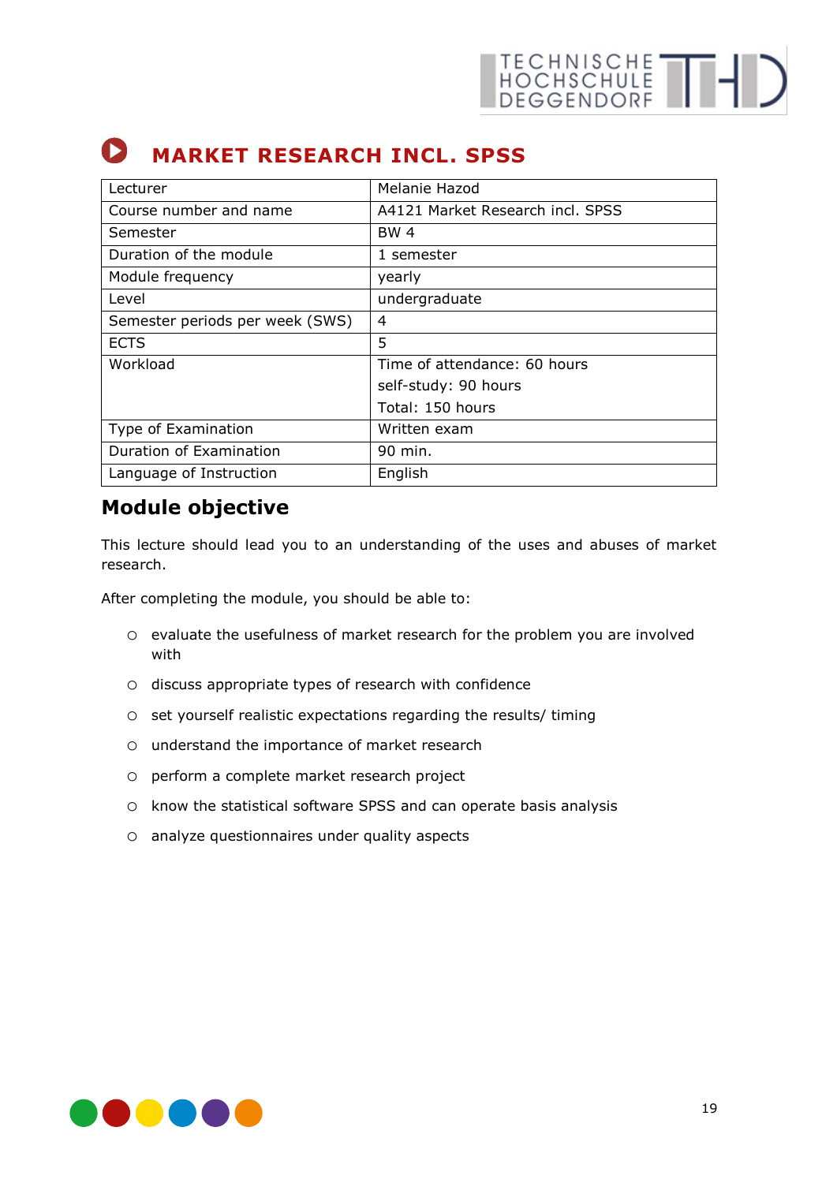# MARKET RESEARCH INCL. SPSS

| Lecturer | Melanie Hazod |
|---|---|
| Course number and name | A4121 Market Research incl. SPSS |
| Semester | BW 4 |
| Duration of the module | 1 semester |
| Module frequency | yearly |
| Level | undergraduate |
| Semester periods per week (SWS) | 4 |
| ECTS | 5 |
| Workload | Time of attendance: 60 hours<br>self-study: 90 hours<br>Total: 150 hours |
| Type of Examination | Written exam |
| Duration of Examination | 90 min. |
| Language of Instruction | English |

## Module objective

This lecture should lead you to an understanding of the uses and abuses of market research.

After completing the module, you should be able to:

- evaluate the usefulness of market research for the problem you are involved with
- discuss appropriate types of research with confidence
- set yourself realistic expectations regarding the results/ timing
- understand the importance of market research
- perform a complete market research project
- know the statistical software SPSS and can operate basis analysis
- analyze questionnaires under quality aspects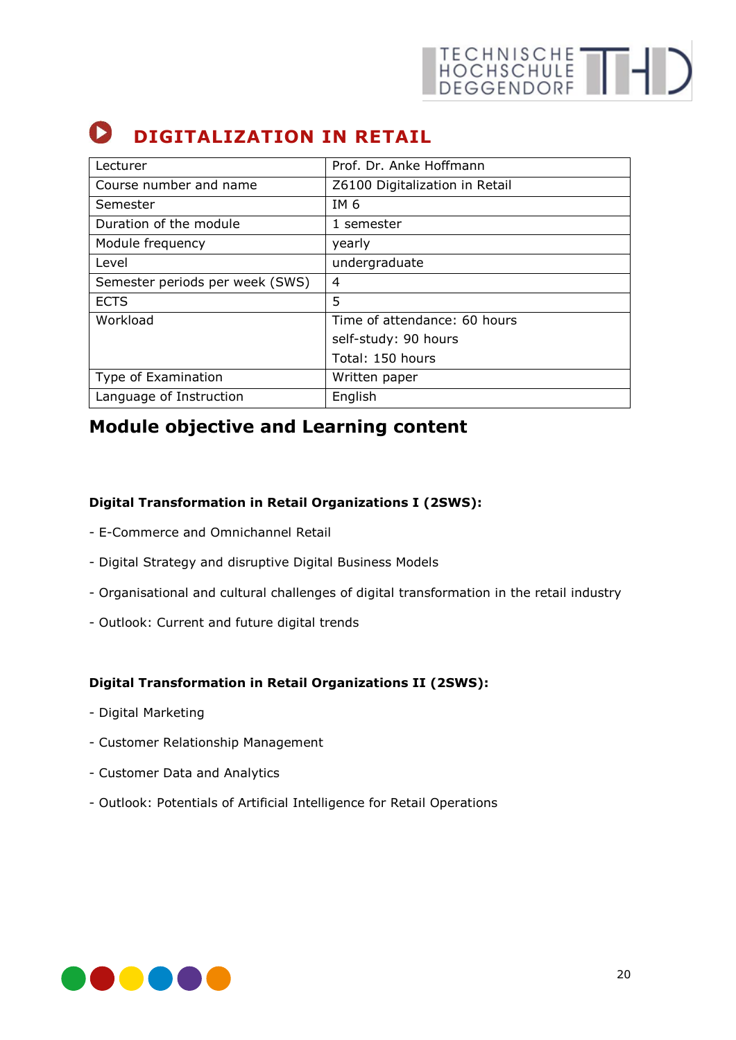# DIGITALIZATION IN RETAIL

| Lecturer | Prof. Dr. Anke Hoffmann |
|---|---|
| Course number and name | Z6100 Digitalization in Retail |
| Semester | IM 6 |
| Duration of the module | 1 semester |
| Module frequency | yearly |
| Level | undergraduate |
| Semester periods per week (SWS) | 4 |
| ECTS | 5 |
| Workload | Time of attendance: 60 hours<br>self-study: 90 hours<br>Total: 150 hours |
| Type of Examination | Written paper |
| Language of Instruction | English |

## Module objective and Learning content

**Digital Transformation in Retail Organizations I (2SWS):**

- E-Commerce and Omnichannel Retail
- Digital Strategy and disruptive Digital Business Models
- Organisational and cultural challenges of digital transformation in the retail industry
- Outlook: Current and future digital trends

**Digital Transformation in Retail Organizations II (2SWS):**

- Digital Marketing
- Customer Relationship Management
- Customer Data and Analytics
- Outlook: Potentials of Artificial Intelligence for Retail Operations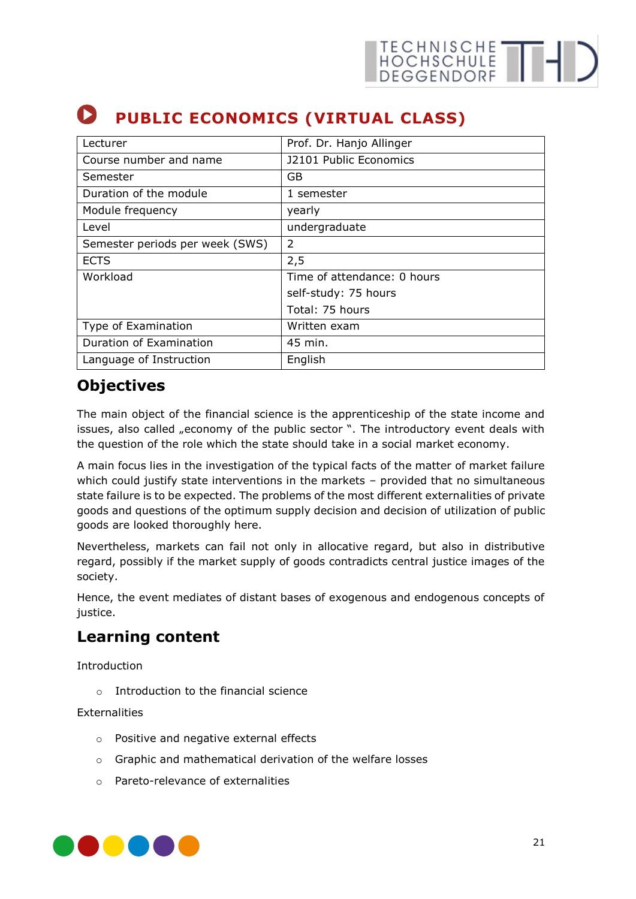# PUBLIC ECONOMICS (VIRTUAL CLASS)

| Lecturer | Prof. Dr. Hanjo Allinger |
|---|---|
| Course number and name | J2101 Public Economics |
| Semester | GB |
| Duration of the module | 1 semester |
| Module frequency | yearly |
| Level | undergraduate |
| Semester periods per week (SWS) | 2 |
| ECTS | 2,5 |
| Workload | Time of attendance: 0 hours<br>self-study: 75 hours<br>Total: 75 hours |
| Type of Examination | Written exam |
| Duration of Examination | 45 min. |
| Language of Instruction | English |

## Objectives

The main object of the financial science is the apprenticeship of the state income and issues, also called „economy of the public sector ". The introductory event deals with the question of the role which the state should take in a social market economy.

A main focus lies in the investigation of the typical facts of the matter of market failure which could justify state interventions in the markets – provided that no simultaneous state failure is to be expected. The problems of the most different externalities of private goods and questions of the optimum supply decision and decision of utilization of public goods are looked thoroughly here.

Nevertheless, markets can fail not only in allocative regard, but also in distributive regard, possibly if the market supply of goods contradicts central justice images of the society.

Hence, the event mediates of distant bases of exogenous and endogenous concepts of justice.

## Learning content

Introduction

- Introduction to the financial science

Externalities

- Positive and negative external effects
- Graphic and mathematical derivation of the welfare losses
- Pareto-relevance of externalities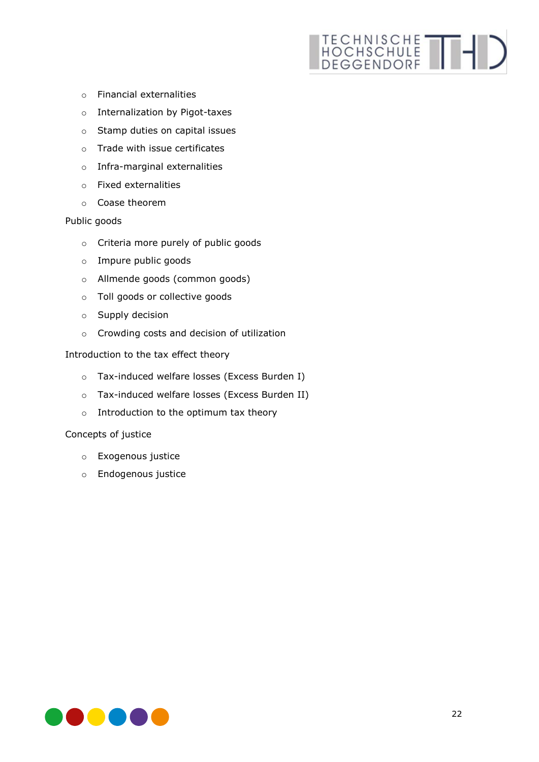- Financial externalities
- Internalization by Pigot-taxes
- Stamp duties on capital issues
- Trade with issue certificates
- Infra-marginal externalities
- Fixed externalities
- Coase theorem

Public goods

- Criteria more purely of public goods
- Impure public goods
- Allmende goods (common goods)
- Toll goods or collective goods
- Supply decision
- Crowding costs and decision of utilization

Introduction to the tax effect theory

- Tax-induced welfare losses (Excess Burden I)
- Tax-induced welfare losses (Excess Burden II)
- Introduction to the optimum tax theory

Concepts of justice

- Exogenous justice
- Endogenous justice